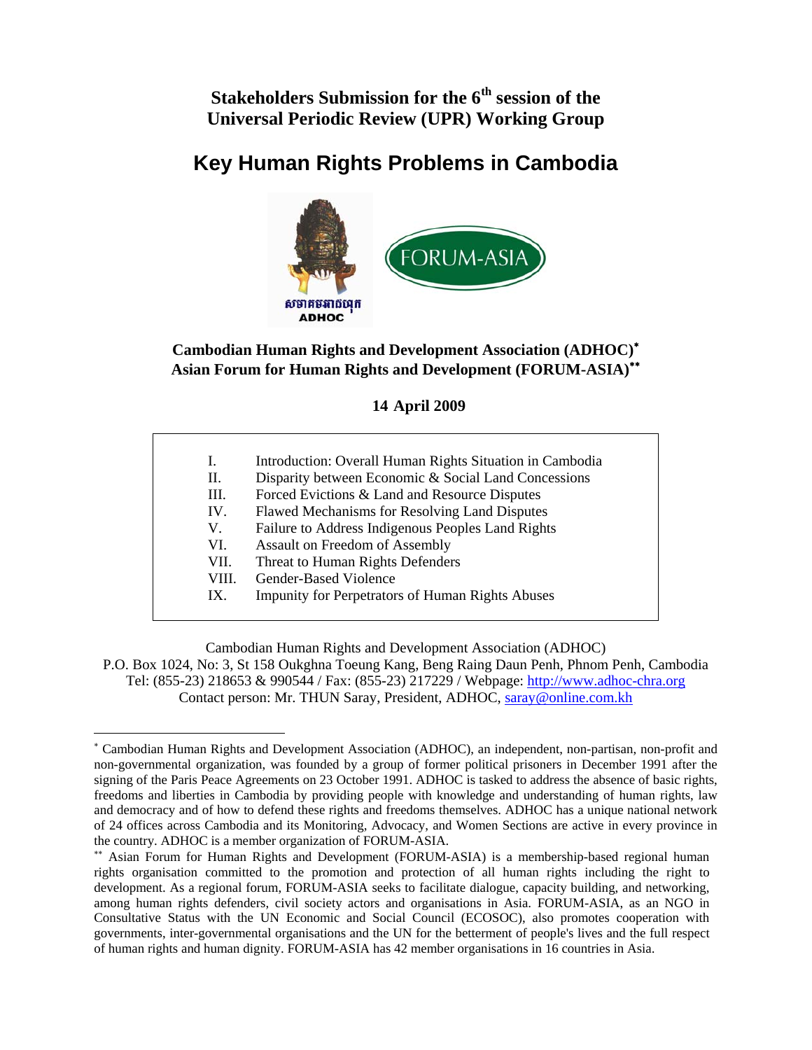# Stakeholders Submission for the 6th session of the Universal Periodic Review (UPR) Working Group

# Key Human Rights Problems in Cambodia

**Cambodian Human Rights and Development Association (ADHOC)***
**Asian Forum for Human Rights and Development (FORUM-ASIA)****

**14 April 2009**

| | |
|---|---|
| I. | Introduction: Overall Human Rights Situation in Cambodia |
| II. | Disparity between Economic & Social Land Concessions |
| III. | Forced Evictions & Land and Resource Disputes |
| IV. | Flawed Mechanisms for Resolving Land Disputes |
| V. | Failure to Address Indigenous Peoples Land Rights |
| VI. | Assault on Freedom of Assembly |
| VII. | Threat to Human Rights Defenders |
| VIII. | Gender-Based Violence |
| IX. | Impunity for Perpetrators of Human Rights Abuses |

Cambodian Human Rights and Development Association (ADHOC)
P.O. Box 1024, No: 3, St 158 Oukghna Toeung Kang, Beng Raing Daun Penh, Phnom Penh, Cambodia
Tel: (855-23) 218653 & 990544 / Fax: (855-23) 217229 / Webpage: http://www.adhoc-chra.org
Contact person: Mr. THUN Saray, President, ADHOC, saray@online.com.kh

---

* Cambodian Human Rights and Development Association (ADHOC), an independent, non-partisan, non-profit and non-governmental organization, was founded by a group of former political prisoners in December 1991 after the signing of the Paris Peace Agreements on 23 October 1991. ADHOC is tasked to address the absence of basic rights, freedoms and liberties in Cambodia by providing people with knowledge and understanding of human rights, law and democracy and of how to defend these rights and freedoms themselves. ADHOC has a unique national network of 24 offices across Cambodia and its Monitoring, Advocacy, and Women Sections are active in every province in the country. ADHOC is a member organization of FORUM-ASIA.

** Asian Forum for Human Rights and Development (FORUM-ASIA) is a membership-based regional human rights organisation committed to the promotion and protection of all human rights including the right to development. As a regional forum, FORUM-ASIA seeks to facilitate dialogue, capacity building, and networking, among human rights defenders, civil society actors and organisations in Asia. FORUM-ASIA, as an NGO in Consultative Status with the UN Economic and Social Council (ECOSOC), also promotes cooperation with governments, inter-governmental organisations and the UN for the betterment of people's lives and the full respect of human rights and human dignity. FORUM-ASIA has 42 member organisations in 16 countries in Asia.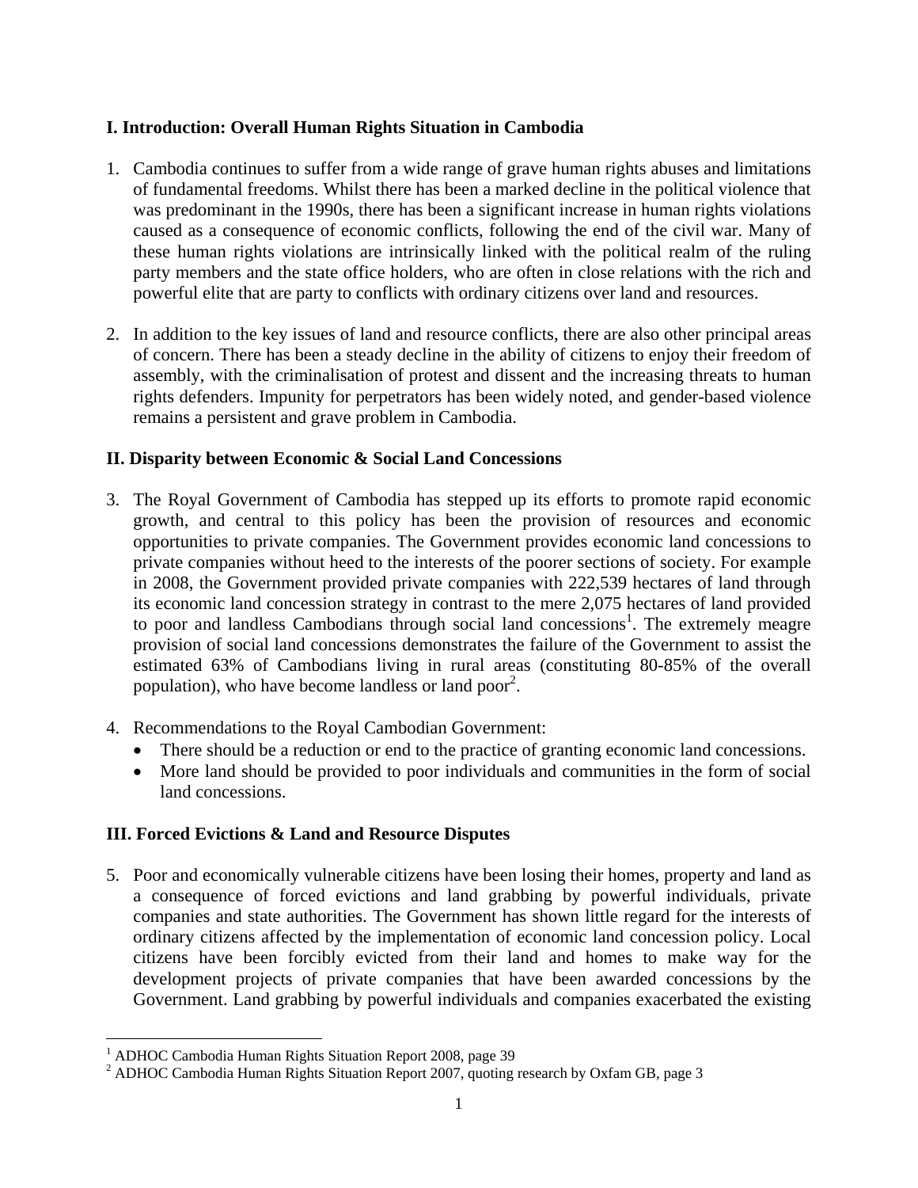## I. Introduction: Overall Human Rights Situation in Cambodia

1. Cambodia continues to suffer from a wide range of grave human rights abuses and limitations of fundamental freedoms. Whilst there has been a marked decline in the political violence that was predominant in the 1990s, there has been a significant increase in human rights violations caused as a consequence of economic conflicts, following the end of the civil war. Many of these human rights violations are intrinsically linked with the political realm of the ruling party members and the state office holders, who are often in close relations with the rich and powerful elite that are party to conflicts with ordinary citizens over land and resources.

2. In addition to the key issues of land and resource conflicts, there are also other principal areas of concern. There has been a steady decline in the ability of citizens to enjoy their freedom of assembly, with the criminalisation of protest and dissent and the increasing threats to human rights defenders. Impunity for perpetrators has been widely noted, and gender-based violence remains a persistent and grave problem in Cambodia.

## II. Disparity between Economic & Social Land Concessions

3. The Royal Government of Cambodia has stepped up its efforts to promote rapid economic growth, and central to this policy has been the provision of resources and economic opportunities to private companies. The Government provides economic land concessions to private companies without heed to the interests of the poorer sections of society. For example in 2008, the Government provided private companies with 222,539 hectares of land through its economic land concession strategy in contrast to the mere 2,075 hectares of land provided to poor and landless Cambodians through social land concessions[1]. The extremely meagre provision of social land concessions demonstrates the failure of the Government to assist the estimated 63% of Cambodians living in rural areas (constituting 80-85% of the overall population), who have become landless or land poor[2].

4. Recommendations to the Royal Cambodian Government:
   - There should be a reduction or end to the practice of granting economic land concessions.
   - More land should be provided to poor individuals and communities in the form of social land concessions.

## III. Forced Evictions & Land and Resource Disputes

5. Poor and economically vulnerable citizens have been losing their homes, property and land as a consequence of forced evictions and land grabbing by powerful individuals, private companies and state authorities. The Government has shown little regard for the interests of ordinary citizens affected by the implementation of economic land concession policy. Local citizens have been forcibly evicted from their land and homes to make way for the development projects of private companies that have been awarded concessions by the Government. Land grabbing by powerful individuals and companies exacerbated the existing

[1] ADHOC Cambodia Human Rights Situation Report 2008, page 39

[2] ADHOC Cambodia Human Rights Situation Report 2007, quoting research by Oxfam GB, page 3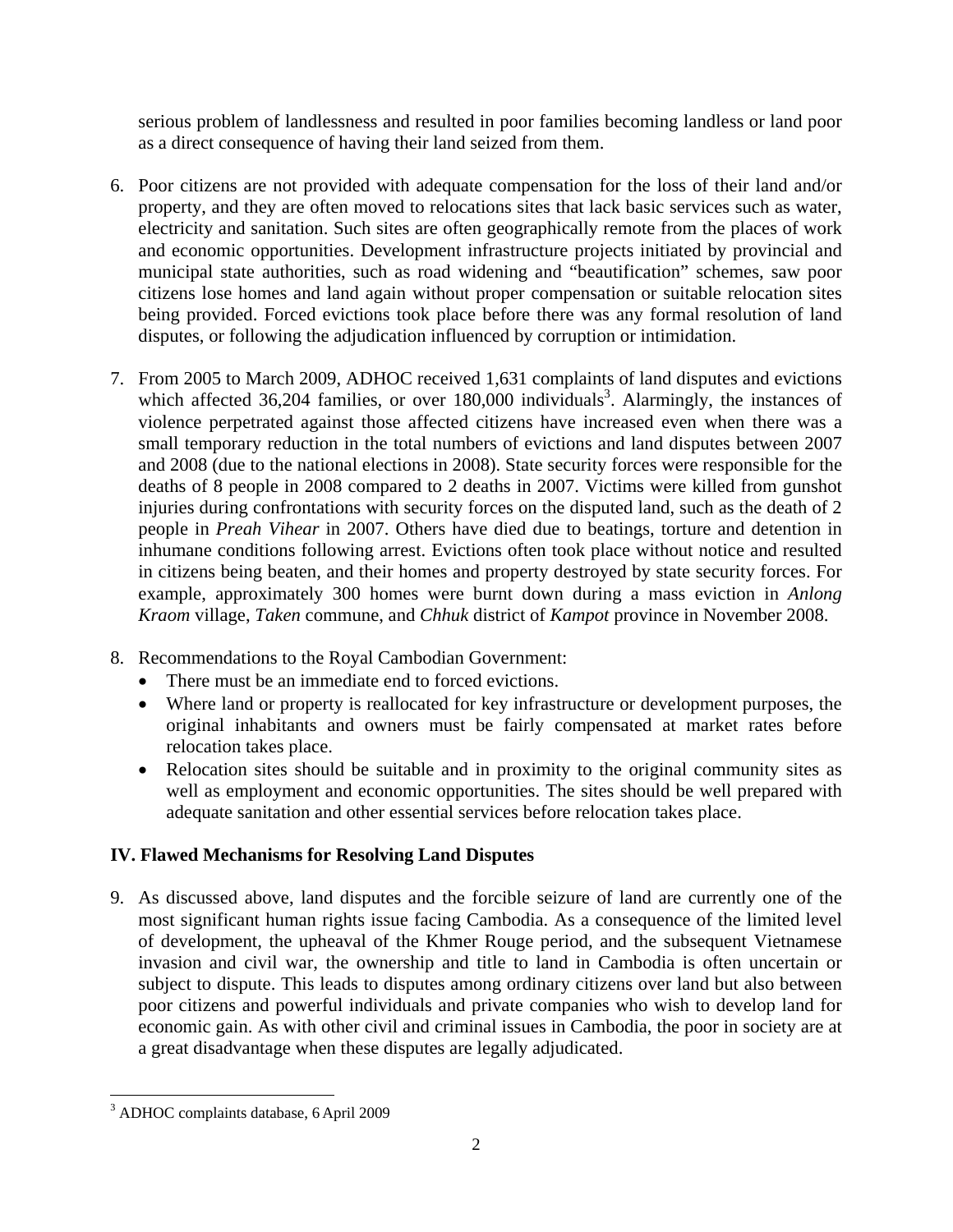serious problem of landlessness and resulted in poor families becoming landless or land poor as a direct consequence of having their land seized from them.

6. Poor citizens are not provided with adequate compensation for the loss of their land and/or property, and they are often moved to relocations sites that lack basic services such as water, electricity and sanitation. Such sites are often geographically remote from the places of work and economic opportunities. Development infrastructure projects initiated by provincial and municipal state authorities, such as road widening and "beautification" schemes, saw poor citizens lose homes and land again without proper compensation or suitable relocation sites being provided. Forced evictions took place before there was any formal resolution of land disputes, or following the adjudication influenced by corruption or intimidation.

7. From 2005 to March 2009, ADHOC received 1,631 complaints of land disputes and evictions which affected 36,204 families, or over 180,000 individuals[3]. Alarmingly, the instances of violence perpetrated against those affected citizens have increased even when there was a small temporary reduction in the total numbers of evictions and land disputes between 2007 and 2008 (due to the national elections in 2008). State security forces were responsible for the deaths of 8 people in 2008 compared to 2 deaths in 2007. Victims were killed from gunshot injuries during confrontations with security forces on the disputed land, such as the death of 2 people in *Preah Vihear* in 2007. Others have died due to beatings, torture and detention in inhumane conditions following arrest. Evictions often took place without notice and resulted in citizens being beaten, and their homes and property destroyed by state security forces. For example, approximately 300 homes were burnt down during a mass eviction in *Anlong Kraom* village, *Taken* commune, and *Chhuk* district of *Kampot* province in November 2008.

8. Recommendations to the Royal Cambodian Government:
   - There must be an immediate end to forced evictions.
   - Where land or property is reallocated for key infrastructure or development purposes, the original inhabitants and owners must be fairly compensated at market rates before relocation takes place.
   - Relocation sites should be suitable and in proximity to the original community sites as well as employment and economic opportunities. The sites should be well prepared with adequate sanitation and other essential services before relocation takes place.

## IV. Flawed Mechanisms for Resolving Land Disputes

9. As discussed above, land disputes and the forcible seizure of land are currently one of the most significant human rights issue facing Cambodia. As a consequence of the limited level of development, the upheaval of the Khmer Rouge period, and the subsequent Vietnamese invasion and civil war, the ownership and title to land in Cambodia is often uncertain or subject to dispute. This leads to disputes among ordinary citizens over land but also between poor citizens and powerful individuals and private companies who wish to develop land for economic gain. As with other civil and criminal issues in Cambodia, the poor in society are at a great disadvantage when these disputes are legally adjudicated.

---

[3] ADHOC complaints database, 6 April 2009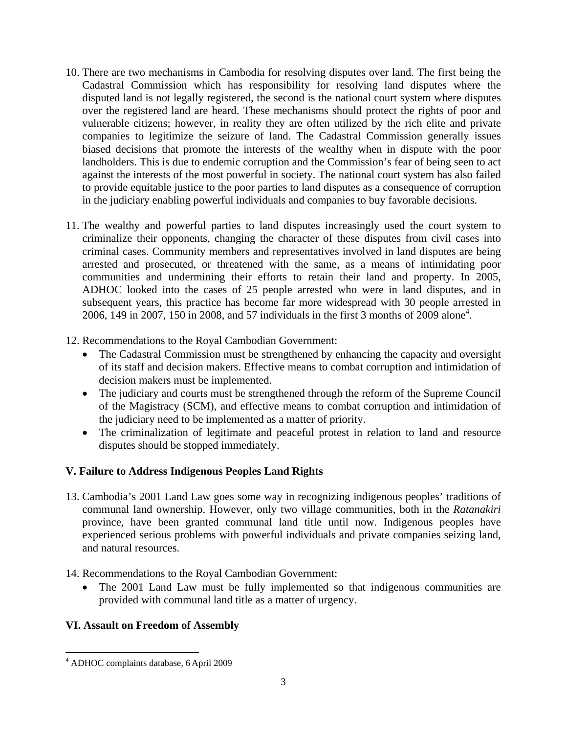10. There are two mechanisms in Cambodia for resolving disputes over land. The first being the Cadastral Commission which has responsibility for resolving land disputes where the disputed land is not legally registered, the second is the national court system where disputes over the registered land are heard. These mechanisms should protect the rights of poor and vulnerable citizens; however, in reality they are often utilized by the rich elite and private companies to legitimize the seizure of land. The Cadastral Commission generally issues biased decisions that promote the interests of the wealthy when in dispute with the poor landholders. This is due to endemic corruption and the Commission's fear of being seen to act against the interests of the most powerful in society. The national court system has also failed to provide equitable justice to the poor parties to land disputes as a consequence of corruption in the judiciary enabling powerful individuals and companies to buy favorable decisions.

11. The wealthy and powerful parties to land disputes increasingly used the court system to criminalize their opponents, changing the character of these disputes from civil cases into criminal cases. Community members and representatives involved in land disputes are being arrested and prosecuted, or threatened with the same, as a means of intimidating poor communities and undermining their efforts to retain their land and property. In 2005, ADHOC looked into the cases of 25 people arrested who were in land disputes, and in subsequent years, this practice has become far more widespread with 30 people arrested in 2006, 149 in 2007, 150 in 2008, and 57 individuals in the first 3 months of 2009 alone[4].

12. Recommendations to the Royal Cambodian Government:
    - The Cadastral Commission must be strengthened by enhancing the capacity and oversight of its staff and decision makers. Effective means to combat corruption and intimidation of decision makers must be implemented.
    - The judiciary and courts must be strengthened through the reform of the Supreme Council of the Magistracy (SCM), and effective means to combat corruption and intimidation of the judiciary need to be implemented as a matter of priority.
    - The criminalization of legitimate and peaceful protest in relation to land and resource disputes should be stopped immediately.

## V. Failure to Address Indigenous Peoples Land Rights

13. Cambodia's 2001 Land Law goes some way in recognizing indigenous peoples' traditions of communal land ownership. However, only two village communities, both in the *Ratanakiri* province, have been granted communal land title until now. Indigenous peoples have experienced serious problems with powerful individuals and private companies seizing land, and natural resources.

14. Recommendations to the Royal Cambodian Government:
    - The 2001 Land Law must be fully implemented so that indigenous communities are provided with communal land title as a matter of urgency.

## VI. Assault on Freedom of Assembly

---

[4] ADHOC complaints database, 6 April 2009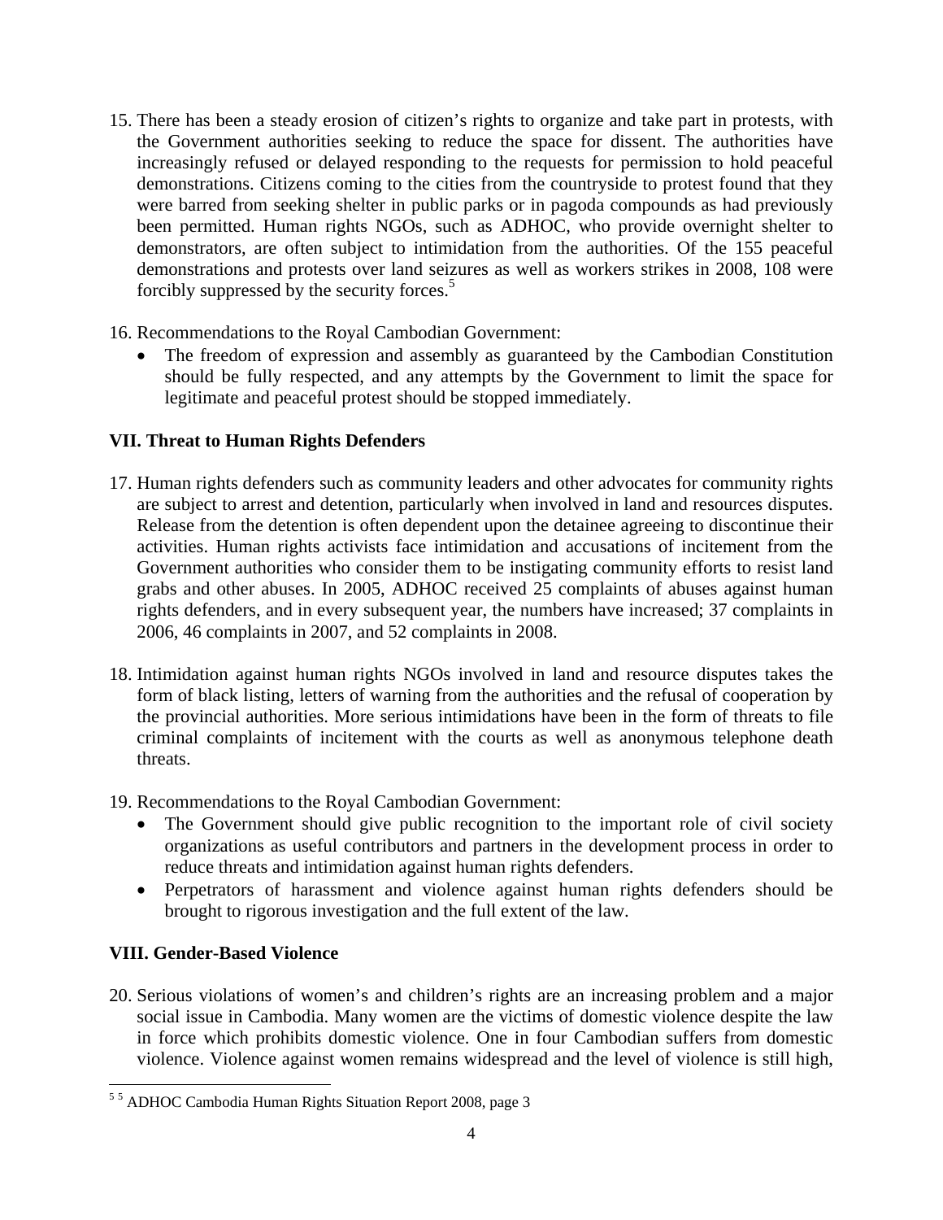15. There has been a steady erosion of citizen's rights to organize and take part in protests, with the Government authorities seeking to reduce the space for dissent. The authorities have increasingly refused or delayed responding to the requests for permission to hold peaceful demonstrations. Citizens coming to the cities from the countryside to protest found that they were barred from seeking shelter in public parks or in pagoda compounds as had previously been permitted. Human rights NGOs, such as ADHOC, who provide overnight shelter to demonstrators, are often subject to intimidation from the authorities. Of the 155 peaceful demonstrations and protests over land seizures as well as workers strikes in 2008, 108 were forcibly suppressed by the security forces.[5]

16. Recommendations to the Royal Cambodian Government:
    - The freedom of expression and assembly as guaranteed by the Cambodian Constitution should be fully respected, and any attempts by the Government to limit the space for legitimate and peaceful protest should be stopped immediately.

**VII. Threat to Human Rights Defenders**

17. Human rights defenders such as community leaders and other advocates for community rights are subject to arrest and detention, particularly when involved in land and resources disputes. Release from the detention is often dependent upon the detainee agreeing to discontinue their activities. Human rights activists face intimidation and accusations of incitement from the Government authorities who consider them to be instigating community efforts to resist land grabs and other abuses. In 2005, ADHOC received 25 complaints of abuses against human rights defenders, and in every subsequent year, the numbers have increased; 37 complaints in 2006, 46 complaints in 2007, and 52 complaints in 2008.

18. Intimidation against human rights NGOs involved in land and resource disputes takes the form of black listing, letters of warning from the authorities and the refusal of cooperation by the provincial authorities. More serious intimidations have been in the form of threats to file criminal complaints of incitement with the courts as well as anonymous telephone death threats.

19. Recommendations to the Royal Cambodian Government:
    - The Government should give public recognition to the important role of civil society organizations as useful contributors and partners in the development process in order to reduce threats and intimidation against human rights defenders.
    - Perpetrators of harassment and violence against human rights defenders should be brought to rigorous investigation and the full extent of the law.

**VIII. Gender-Based Violence**

20. Serious violations of women's and children's rights are an increasing problem and a major social issue in Cambodia. Many women are the victims of domestic violence despite the law in force which prohibits domestic violence. One in four Cambodian suffers from domestic violence. Violence against women remains widespread and the level of violence is still high,

---

[5] [5] ADHOC Cambodia Human Rights Situation Report 2008, page 3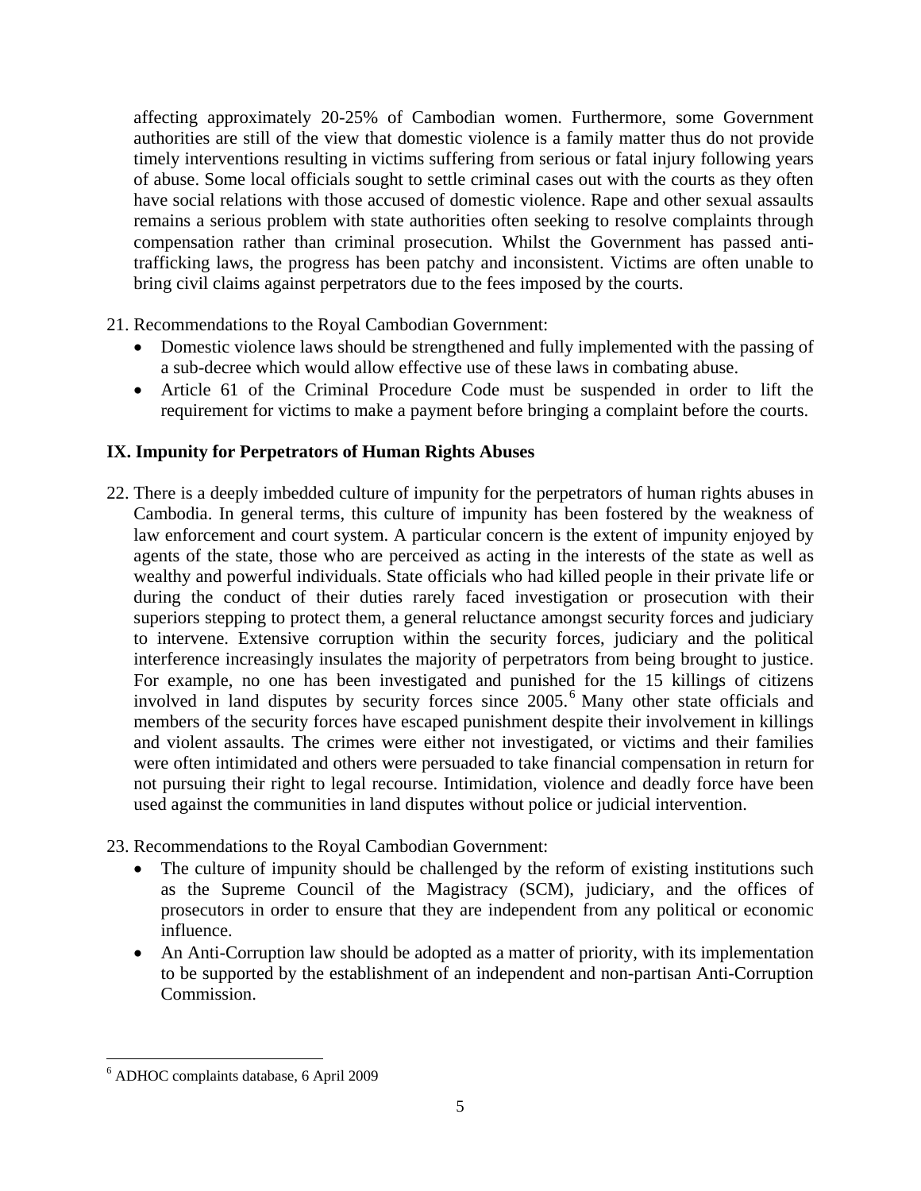affecting approximately 20-25% of Cambodian women. Furthermore, some Government authorities are still of the view that domestic violence is a family matter thus do not provide timely interventions resulting in victims suffering from serious or fatal injury following years of abuse. Some local officials sought to settle criminal cases out with the courts as they often have social relations with those accused of domestic violence. Rape and other sexual assaults remains a serious problem with state authorities often seeking to resolve complaints through compensation rather than criminal prosecution. Whilst the Government has passed anti-trafficking laws, the progress has been patchy and inconsistent. Victims are often unable to bring civil claims against perpetrators due to the fees imposed by the courts.

21. Recommendations to the Royal Cambodian Government:
    - Domestic violence laws should be strengthened and fully implemented with the passing of a sub-decree which would allow effective use of these laws in combating abuse.
    - Article 61 of the Criminal Procedure Code must be suspended in order to lift the requirement for victims to make a payment before bringing a complaint before the courts.

**IX. Impunity for Perpetrators of Human Rights Abuses**

22. There is a deeply imbedded culture of impunity for the perpetrators of human rights abuses in Cambodia. In general terms, this culture of impunity has been fostered by the weakness of law enforcement and court system. A particular concern is the extent of impunity enjoyed by agents of the state, those who are perceived as acting in the interests of the state as well as wealthy and powerful individuals. State officials who had killed people in their private life or during the conduct of their duties rarely faced investigation or prosecution with their superiors stepping to protect them, a general reluctance amongst security forces and judiciary to intervene. Extensive corruption within the security forces, judiciary and the political interference increasingly insulates the majority of perpetrators from being brought to justice. For example, no one has been investigated and punished for the 15 killings of citizens involved in land disputes by security forces since 2005.[6] Many other state officials and members of the security forces have escaped punishment despite their involvement in killings and violent assaults. The crimes were either not investigated, or victims and their families were often intimidated and others were persuaded to take financial compensation in return for not pursuing their right to legal recourse. Intimidation, violence and deadly force have been used against the communities in land disputes without police or judicial intervention.

23. Recommendations to the Royal Cambodian Government:
    - The culture of impunity should be challenged by the reform of existing institutions such as the Supreme Council of the Magistracy (SCM), judiciary, and the offices of prosecutors in order to ensure that they are independent from any political or economic influence.
    - An Anti-Corruption law should be adopted as a matter of priority, with its implementation to be supported by the establishment of an independent and non-partisan Anti-Corruption Commission.

[6] ADHOC complaints database, 6 April 2009